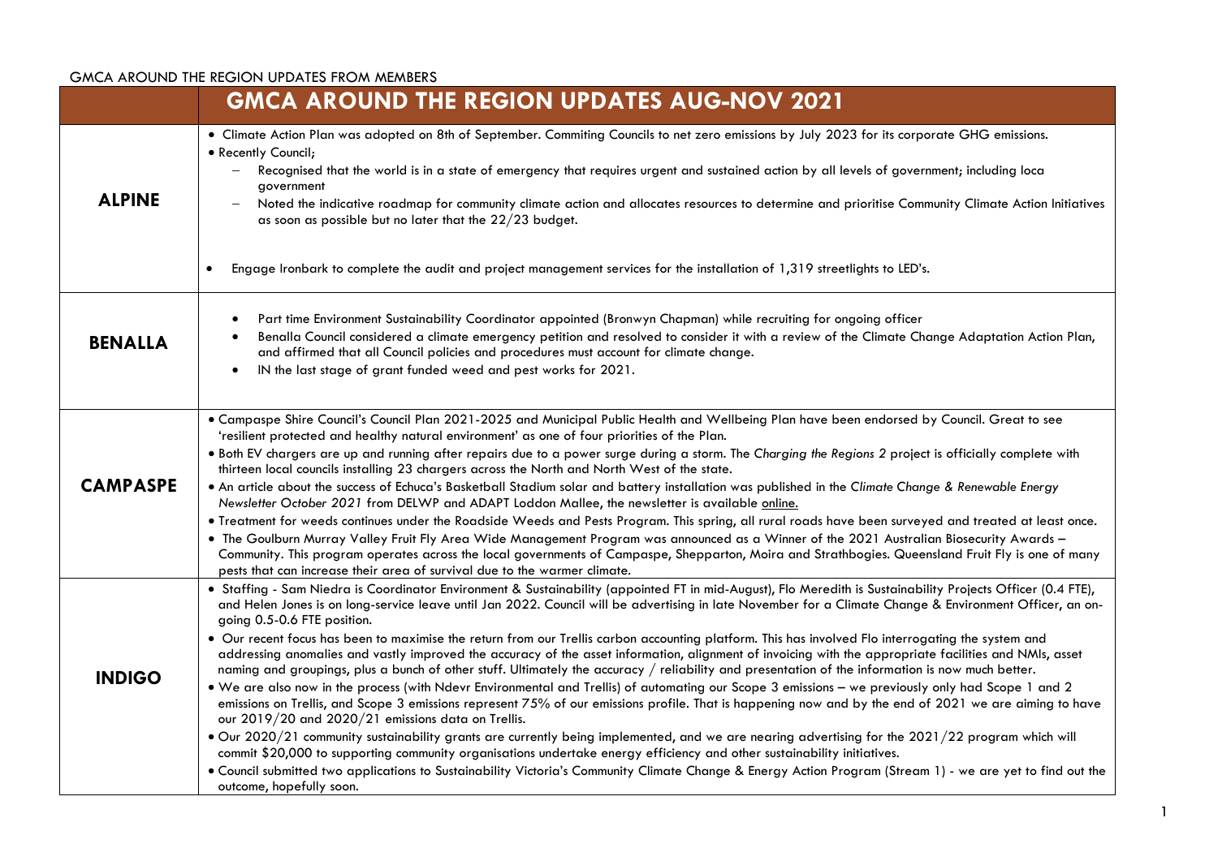GMCA AROUND THE REGION UPDATES FROM MEMBERS

| | GMCA AROUND THE REGION UPDATES AUG-NOV 2021 |
|---|---|
| **ALPINE** | • Climate Action Plan was adopted on 8th of September. Commiting Councils to net zero emissions by July 2023 for its corporate GHG emissions.<br>• Recently Council;<br>– Recognised that the world is in a state of emergency that requires urgent and sustained action by all levels of government; including loca government<br>– Noted the indicative roadmap for community climate action and allocates resources to determine and prioritise Community Climate Action Initiatives as soon as possible but no later that the 22/23 budget.<br><br>• Engage Ironbark to complete the audit and project management services for the installation of 1,319 streetlights to LED's. |
| **BENALLA** | • Part time Environment Sustainability Coordinator appointed (Bronwyn Chapman) while recruiting for ongoing officer<br>• Benalla Council considered a climate emergency petition and resolved to consider it with a review of the Climate Change Adaptation Action Plan, and affirmed that all Council policies and procedures must account for climate change.<br>• IN the last stage of grant funded weed and pest works for 2021. |
| **CAMPASPE** | • Campaspe Shire Council's Council Plan 2021-2025 and Municipal Public Health and Wellbeing Plan have been endorsed by Council. Great to see 'resilient protected and healthy natural environment' as one of four priorities of the Plan.<br>• Both EV chargers are up and running after repairs due to a power surge during a storm. The *Charging the Regions 2* project is officially complete with thirteen local councils installing 23 chargers across the North and North West of the state.<br>• An article about the success of Echuca's Basketball Stadium solar and battery installation was published in the *Climate Change & Renewable Energy Newsletter October 2021* from DELWP and ADAPT Loddon Mallee, the newsletter is available online.<br>• Treatment for weeds continues under the Roadside Weeds and Pests Program. This spring, all rural roads have been surveyed and treated at least once.<br>• The Goulburn Murray Valley Fruit Fly Area Wide Management Program was announced as a Winner of the 2021 Australian Biosecurity Awards – Community. This program operates across the local governments of Campaspe, Shepparton, Moira and Strathbogies. Queensland Fruit Fly is one of many pests that can increase their area of survival due to the warmer climate. |
| **INDIGO** | • Staffing - Sam Niedra is Coordinator Environment & Sustainability (appointed FT in mid-August), Flo Meredith is Sustainability Projects Officer (0.4 FTE), and Helen Jones is on long-service leave until Jan 2022. Council will be advertising in late November for a Climate Change & Environment Officer, an on-going 0.5-0.6 FTE position.<br>• Our recent focus has been to maximise the return from our Trellis carbon accounting platform. This has involved Flo interrogating the system and addressing anomalies and vastly improved the accuracy of the asset information, alignment of invoicing with the appropriate facilities and NMIs, asset naming and groupings, plus a bunch of other stuff. Ultimately the accuracy / reliability and presentation of the information is now much better.<br>• We are also now in the process (with Ndevr Environmental and Trellis) of automating our Scope 3 emissions – we previously only had Scope 1 and 2 emissions on Trellis, and Scope 3 emissions represent 75% of our emissions profile. That is happening now and by the end of 2021 we are aiming to have our 2019/20 and 2020/21 emissions data on Trellis.<br>• Our 2020/21 community sustainability grants are currently being implemented, and we are nearing advertising for the 2021/22 program which will commit $20,000 to supporting community organisations undertake energy efficiency and other sustainability initiatives.<br>• Council submitted two applications to Sustainability Victoria's Community Climate Change & Energy Action Program (Stream 1) - we are yet to find out the outcome, hopefully soon. |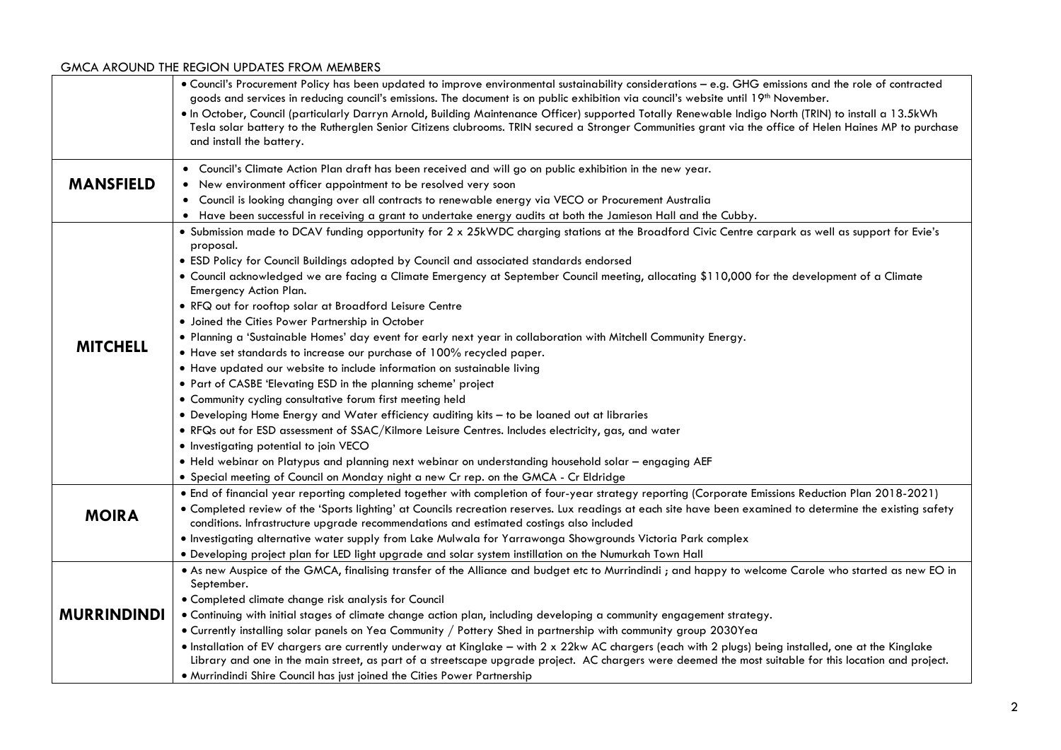GMCA AROUND THE REGION UPDATES FROM MEMBERS

| | |
|---|---|
| | • Council's Procurement Policy has been updated to improve environmental sustainability considerations – e.g. GHG emissions and the role of contracted goods and services in reducing council's emissions. The document is on public exhibition via council's website until 19th November.<br>• In October, Council (particularly Darryn Arnold, Building Maintenance Officer) supported Totally Renewable Indigo North (TRIN) to install a 13.5kWh Tesla solar battery to the Rutherglen Senior Citizens clubrooms. TRIN secured a Stronger Communities grant via the office of Helen Haines MP to purchase and install the battery. |
| **MANSFIELD** | • Council's Climate Action Plan draft has been received and will go on public exhibition in the new year.<br>• New environment officer appointment to be resolved very soon<br>• Council is looking changing over all contracts to renewable energy via VECO or Procurement Australia<br>• Have been successful in receiving a grant to undertake energy audits at both the Jamieson Hall and the Cubby. |
| **MITCHELL** | • Submission made to DCAV funding opportunity for 2 x 25kWDC charging stations at the Broadford Civic Centre carpark as well as support for Evie's proposal.<br>• ESD Policy for Council Buildings adopted by Council and associated standards endorsed<br>• Council acknowledged we are facing a Climate Emergency at September Council meeting, allocating $110,000 for the development of a Climate Emergency Action Plan.<br>• RFQ out for rooftop solar at Broadford Leisure Centre<br>• Joined the Cities Power Partnership in October<br>• Planning a 'Sustainable Homes' day event for early next year in collaboration with Mitchell Community Energy.<br>• Have set standards to increase our purchase of 100% recycled paper.<br>• Have updated our website to include information on sustainable living<br>• Part of CASBE 'Elevating ESD in the planning scheme' project<br>• Community cycling consultative forum first meeting held<br>• Developing Home Energy and Water efficiency auditing kits – to be loaned out at libraries<br>• RFQs out for ESD assessment of SSAC/Kilmore Leisure Centres. Includes electricity, gas, and water<br>• Investigating potential to join VECO<br>• Held webinar on Platypus and planning next webinar on understanding household solar – engaging AEF<br>• Special meeting of Council on Monday night a new Cr rep. on the GMCA - Cr Eldridge |
| **MOIRA** | • End of financial year reporting completed together with completion of four-year strategy reporting (Corporate Emissions Reduction Plan 2018-2021)<br>• Completed review of the 'Sports lighting' at Councils recreation reserves. Lux readings at each site have been examined to determine the existing safety conditions. Infrastructure upgrade recommendations and estimated costings also included<br>• Investigating alternative water supply from Lake Mulwala for Yarrawonga Showgrounds Victoria Park complex<br>• Developing project plan for LED light upgrade and solar system instillation on the Numurkah Town Hall |
| **MURRINDINDI** | • As new Auspice of the GMCA, finalising transfer of the Alliance and budget etc to Murrindindi ; and happy to welcome Carole who started as new EO in September.<br>• Completed climate change risk analysis for Council<br>• Continuing with initial stages of climate change action plan, including developing a community engagement strategy.<br>• Currently installing solar panels on Yea Community / Pottery Shed in partnership with community group 2030Yea<br>• Installation of EV chargers are currently underway at Kinglake – with 2 x 22kw AC chargers (each with 2 plugs) being installed, one at the Kinglake Library and one in the main street, as part of a streetscape upgrade project. AC chargers were deemed the most suitable for this location and project.<br>• Murrindindi Shire Council has just joined the Cities Power Partnership |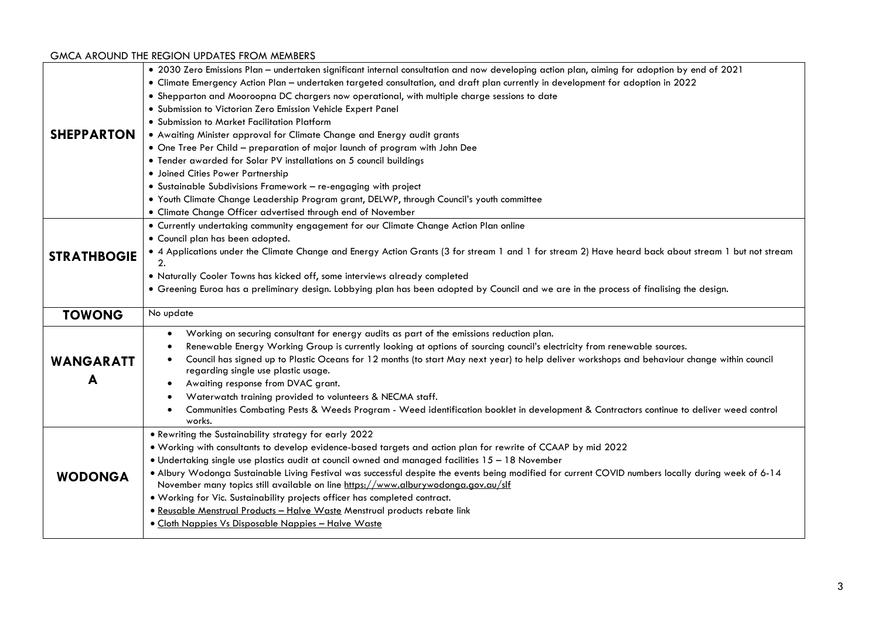GMCA AROUND THE REGION UPDATES FROM MEMBERS

| | |
|---|---|
| **SHEPPARTON** | • 2030 Zero Emissions Plan – undertaken significant internal consultation and now developing action plan, aiming for adoption by end of 2021<br>• Climate Emergency Action Plan – undertaken targeted consultation, and draft plan currently in development for adoption in 2022<br>• Shepparton and Mooroopna DC chargers now operational, with multiple charge sessions to date<br>• Submission to Victorian Zero Emission Vehicle Expert Panel<br>• Submission to Market Facilitation Platform<br>• Awaiting Minister approval for Climate Change and Energy audit grants<br>• One Tree Per Child – preparation of major launch of program with John Dee<br>• Tender awarded for Solar PV installations on 5 council buildings<br>• Joined Cities Power Partnership<br>• Sustainable Subdivisions Framework – re-engaging with project<br>• Youth Climate Change Leadership Program grant, DELWP, through Council's youth committee<br>• Climate Change Officer advertised through end of November |
| **STRATHBOGIE** | • Currently undertaking community engagement for our Climate Change Action Plan online<br>• Council plan has been adopted.<br>• 4 Applications under the Climate Change and Energy Action Grants (3 for stream 1 and 1 for stream 2) Have heard back about stream 1 but not stream 2.<br>• Naturally Cooler Towns has kicked off, some interviews already completed<br>• Greening Euroa has a preliminary design. Lobbying plan has been adopted by Council and we are in the process of finalising the design. |
| **TOWONG** | No update |
| **WANGARATTA** | • Working on securing consultant for energy audits as part of the emissions reduction plan.<br>• Renewable Energy Working Group is currently looking at options of sourcing council's electricity from renewable sources.<br>• Council has signed up to Plastic Oceans for 12 months (to start May next year) to help deliver workshops and behaviour change within council regarding single use plastic usage.<br>• Awaiting response from DVAC grant.<br>• Waterwatch training provided to volunteers & NECMA staff.<br>• Communities Combating Pests & Weeds Program - Weed identification booklet in development & Contractors continue to deliver weed control works. |
| **WODONGA** | • Rewriting the Sustainability strategy for early 2022<br>• Working with consultants to develop evidence-based targets and action plan for rewrite of CCAAP by mid 2022<br>• Undertaking single use plastics audit at council owned and managed facilities 15 – 18 November<br>• Albury Wodonga Sustainable Living Festival was successful despite the events being modified for current COVID numbers locally during week of 6-14 November many topics still available on line https://www.alburywodonga.gov.au/slf<br>• Working for Vic. Sustainability projects officer has completed contract.<br>• Reusable Menstrual Products – Halve Waste Menstrual products rebate link<br>• Cloth Nappies Vs Disposable Nappies – Halve Waste |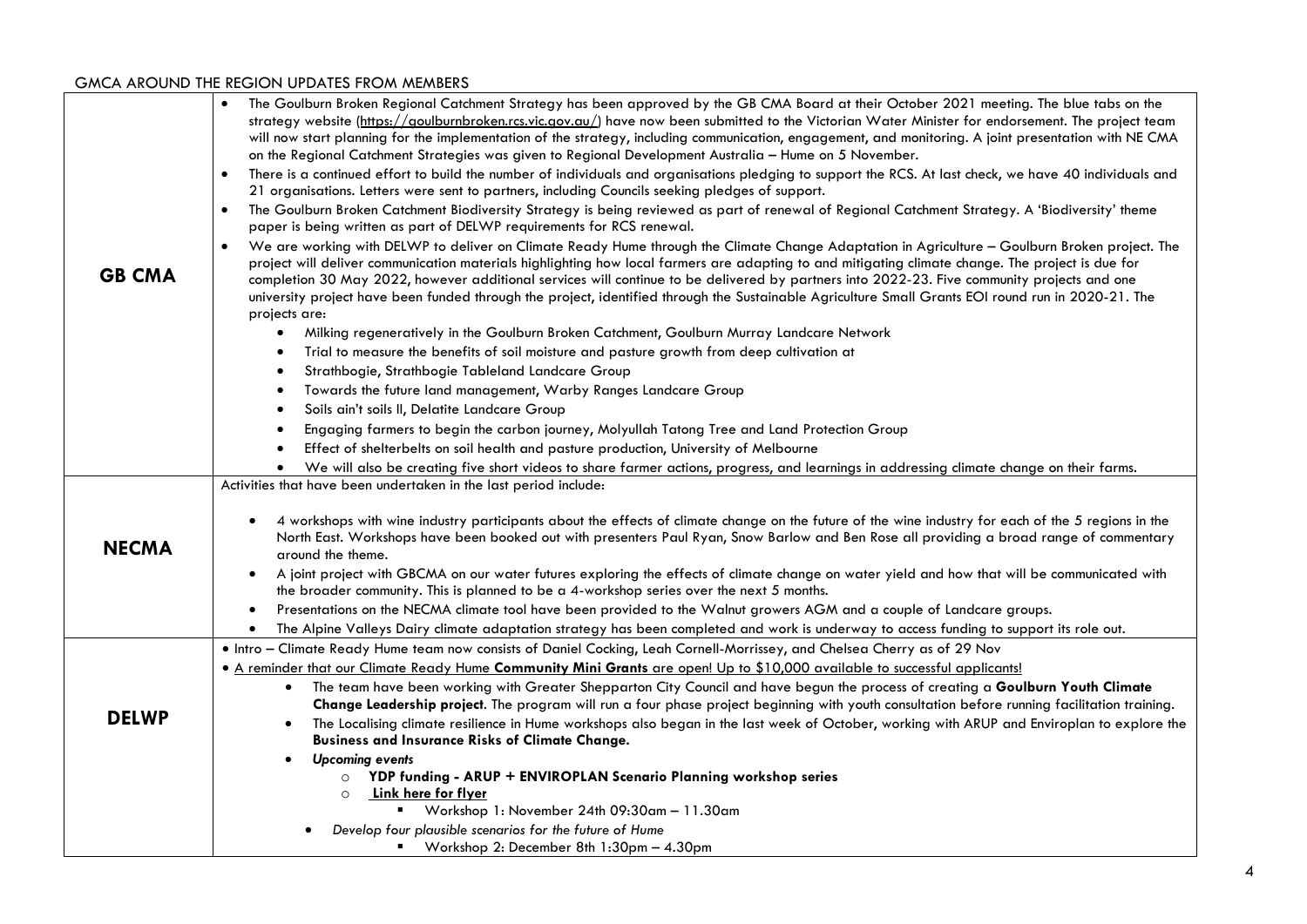GMCA AROUND THE REGION UPDATES FROM MEMBERS

| | |
|---|---|
| **GB CMA** | • The Goulburn Broken Regional Catchment Strategy has been approved by the GB CMA Board at their October 2021 meeting. The blue tabs on the strategy website (https://goulburnbroken.rcs.vic.gov.au/) have now been submitted to the Victorian Water Minister for endorsement. The project team will now start planning for the implementation of the strategy, including communication, engagement, and monitoring. A joint presentation with NE CMA on the Regional Catchment Strategies was given to Regional Development Australia – Hume on 5 November.<br>• There is a continued effort to build the number of individuals and organisations pledging to support the RCS. At last check, we have 40 individuals and 21 organisations. Letters were sent to partners, including Councils seeking pledges of support.<br>• The Goulburn Broken Catchment Biodiversity Strategy is being reviewed as part of renewal of Regional Catchment Strategy. A 'Biodiversity' theme paper is being written as part of DELWP requirements for RCS renewal.<br>• We are working with DELWP to deliver on Climate Ready Hume through the Climate Change Adaptation in Agriculture – Goulburn Broken project. The project will deliver communication materials highlighting how local farmers are adapting to and mitigating climate change. The project is due for completion 30 May 2022, however additional services will continue to be delivered by partners into 2022-23. Five community projects and one university project have been funded through the project, identified through the Sustainable Agriculture Small Grants EOI round run in 2020-21. The projects are:<br>&nbsp;&nbsp;◦ Milking regeneratively in the Goulburn Broken Catchment, Goulburn Murray Landcare Network<br>&nbsp;&nbsp;◦ Trial to measure the benefits of soil moisture and pasture growth from deep cultivation at<br>&nbsp;&nbsp;◦ Strathbogie, Strathbogie Tableland Landcare Group<br>&nbsp;&nbsp;◦ Towards the future land management, Warby Ranges Landcare Group<br>&nbsp;&nbsp;◦ Soils ain't soils II, Delatite Landcare Group<br>&nbsp;&nbsp;◦ Engaging farmers to begin the carbon journey, Molyullah Tatong Tree and Land Protection Group<br>&nbsp;&nbsp;◦ Effect of shelterbelts on soil health and pasture production, University of Melbourne<br>&nbsp;&nbsp;◦ We will also be creating five short videos to share farmer actions, progress, and learnings in addressing climate change on their farms. |
| **NECMA** | Activities that have been undertaken in the last period include:<br>• 4 workshops with wine industry participants about the effects of climate change on the future of the wine industry for each of the 5 regions in the North East. Workshops have been booked out with presenters Paul Ryan, Snow Barlow and Ben Rose all providing a broad range of commentary around the theme.<br>• A joint project with GBCMA on our water futures exploring the effects of climate change on water yield and how that will be communicated with the broader community. This is planned to be a 4-workshop series over the next 5 months.<br>• Presentations on the NECMA climate tool have been provided to the Walnut growers AGM and a couple of Landcare groups.<br>• The Alpine Valleys Dairy climate adaptation strategy has been completed and work is underway to access funding to support its role out. |
| **DELWP** | • Intro – Climate Ready Hume team now consists of Daniel Cocking, Leah Cornell-Morrissey, and Chelsea Cherry as of 29 Nov<br>• A reminder that our Climate Ready Hume **Community Mini Grants** are open! Up to $10,000 available to successful applicants!<br>&nbsp;&nbsp;◦ The team have been working with Greater Shepparton City Council and have begun the process of creating a **Goulburn Youth Climate Change Leadership project**. The program will run a four phase project beginning with youth consultation before running facilitation training.<br>&nbsp;&nbsp;◦ The Localising climate resilience in Hume workshops also began in the last week of October, working with ARUP and Enviroplan to explore the **Business and Insurance Risks of Climate Change.**<br>&nbsp;&nbsp;◦ ***Upcoming events***<br>&nbsp;&nbsp;&nbsp;&nbsp;▪ **YDP funding - ARUP + ENVIROPLAN Scenario Planning workshop series**<br>&nbsp;&nbsp;&nbsp;&nbsp;▪ **Link here for flyer**<br>&nbsp;&nbsp;&nbsp;&nbsp;&nbsp;&nbsp;▪ Workshop 1: November 24th 09:30am – 11.30am<br>&nbsp;&nbsp;◦ *Develop four plausible scenarios for the future of Hume*<br>&nbsp;&nbsp;&nbsp;&nbsp;&nbsp;&nbsp;▪ Workshop 2: December 8th 1:30pm – 4.30pm |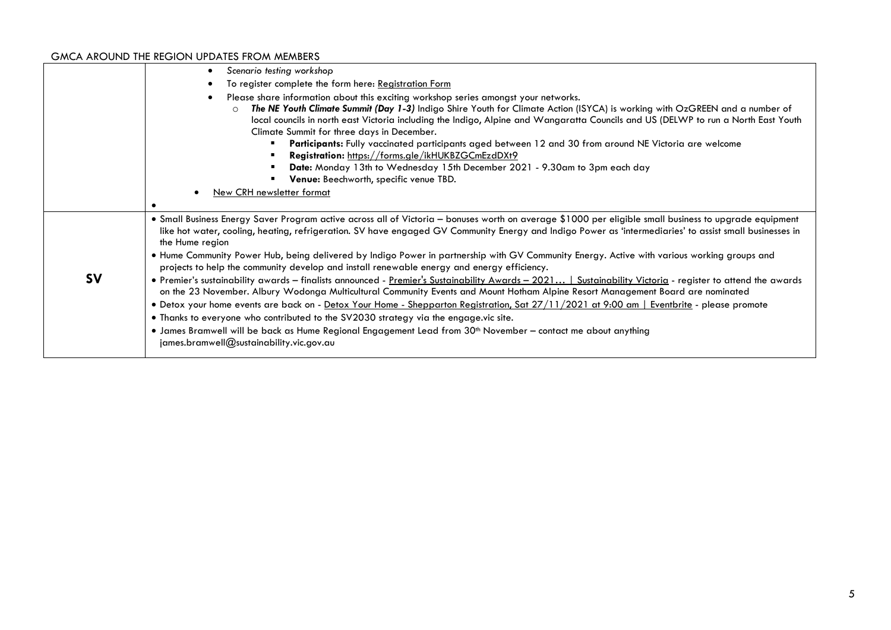GMCA AROUND THE REGION UPDATES FROM MEMBERS

| | |
|---|---|
| | • *Scenario testing workshop*<br>• To register complete the form here: Registration Form<br>• Please share information about this exciting workshop series amongst your networks.<br>&nbsp;&nbsp;&nbsp;&nbsp;○ ***The NE Youth Climate Summit (Day 1-3)*** Indigo Shire Youth for Climate Action (ISYCA) is working with OzGREEN and a number of local councils in north east Victoria including the Indigo, Alpine and Wangaratta Councils and US (DELWP to run a North East Youth Climate Summit for three days in December.<br>&nbsp;&nbsp;&nbsp;&nbsp;&nbsp;&nbsp;&nbsp;&nbsp;▪ **Participants:** Fully vaccinated participants aged between 12 and 30 from around NE Victoria are welcome<br>&nbsp;&nbsp;&nbsp;&nbsp;&nbsp;&nbsp;&nbsp;&nbsp;▪ **Registration:** https://forms.gle/ikHUKBZGCmEzdDXt9<br>&nbsp;&nbsp;&nbsp;&nbsp;&nbsp;&nbsp;&nbsp;&nbsp;▪ **Date:** Monday 13th to Wednesday 15th December 2021 - 9.30am to 3pm each day<br>&nbsp;&nbsp;&nbsp;&nbsp;&nbsp;&nbsp;&nbsp;&nbsp;▪ **Venue:** Beechworth, specific venue TBD.<br>• New CRH newsletter format<br>• |
| **SV** | • Small Business Energy Saver Program active across all of Victoria – bonuses worth on average $1000 per eligible small business to upgrade equipment like hot water, cooling, heating, refrigeration. SV have engaged GV Community Energy and Indigo Power as 'intermediaries' to assist small businesses in the Hume region<br>• Hume Community Power Hub, being delivered by Indigo Power in partnership with GV Community Energy. Active with various working groups and projects to help the community develop and install renewable energy and energy efficiency.<br>• Premier's sustainability awards – finalists announced - Premier's Sustainability Awards – 2021… \| Sustainability Victoria - register to attend the awards on the 23 November. Albury Wodonga Multicultural Community Events and Mount Hotham Alpine Resort Management Board are nominated<br>• Detox your home events are back on - Detox Your Home - Shepparton Registration, Sat 27/11/2021 at 9:00 am \| Eventbrite - please promote<br>• Thanks to everyone who contributed to the SV2030 strategy via the engage.vic site.<br>• James Bramwell will be back as Hume Regional Engagement Lead from 30th November – contact me about anything james.bramwell@sustainability.vic.gov.au |